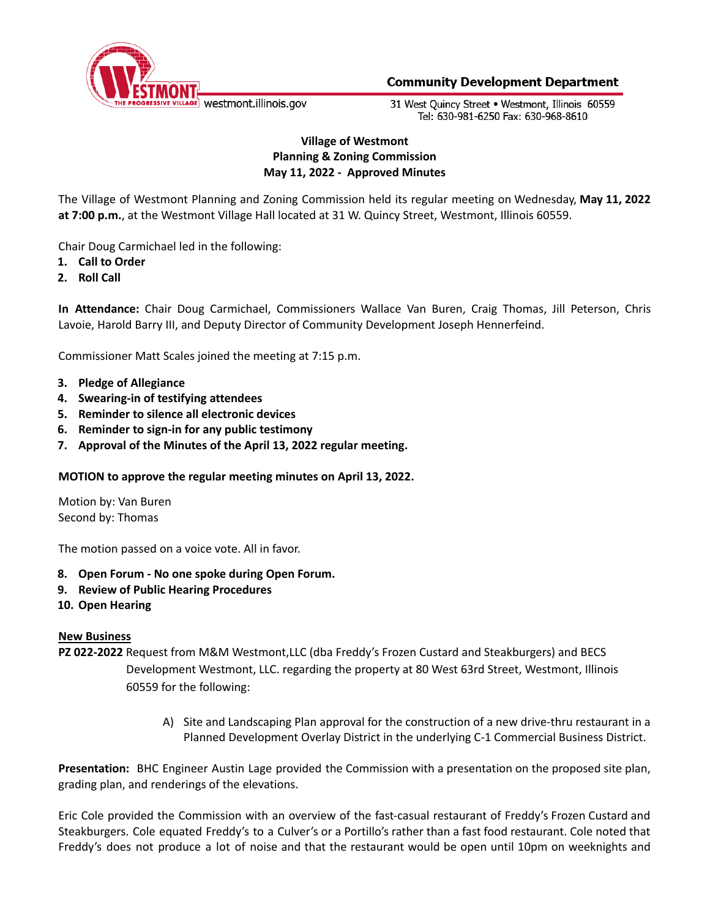Community Development Department

westmont.illinois.gov

31 West Quincy Street • Westmont, Illinois 60559
Tel: 630-981-6250 Fax: 630-968-8610

**Village of Westmont**
**Planning & Zoning Commission**
**May 11, 2022 - Approved Minutes**

The Village of Westmont Planning and Zoning Commission held its regular meeting on Wednesday, **May 11, 2022 at 7:00 p.m.**, at the Westmont Village Hall located at 31 W. Quincy Street, Westmont, Illinois 60559.

Chair Doug Carmichael led in the following:

1. **Call to Order**
2. **Roll Call**

**In Attendance:** Chair Doug Carmichael, Commissioners Wallace Van Buren, Craig Thomas, Jill Peterson, Chris Lavoie, Harold Barry III, and Deputy Director of Community Development Joseph Hennerfeind.

Commissioner Matt Scales joined the meeting at 7:15 p.m.

3. **Pledge of Allegiance**
4. **Swearing-in of testifying attendees**
5. **Reminder to silence all electronic devices**
6. **Reminder to sign-in for any public testimony**
7. **Approval of the Minutes of the April 13, 2022 regular meeting.**

**MOTION to approve the regular meeting minutes on April 13, 2022.**

Motion by: Van Buren
Second by: Thomas

The motion passed on a voice vote. All in favor.

8. **Open Forum - No one spoke during Open Forum.**
9. **Review of Public Hearing Procedures**
10. **Open Hearing**

**New Business**

**PZ 022-2022** Request from M&M Westmont,LLC (dba Freddy's Frozen Custard and Steakburgers) and BECS Development Westmont, LLC. regarding the property at 80 West 63rd Street, Westmont, Illinois 60559 for the following:

A) Site and Landscaping Plan approval for the construction of a new drive-thru restaurant in a Planned Development Overlay District in the underlying C-1 Commercial Business District.

**Presentation:** BHC Engineer Austin Lage provided the Commission with a presentation on the proposed site plan, grading plan, and renderings of the elevations.

Eric Cole provided the Commission with an overview of the fast-casual restaurant of Freddy's Frozen Custard and Steakburgers. Cole equated Freddy's to a Culver's or a Portillo's rather than a fast food restaurant. Cole noted that Freddy's does not produce a lot of noise and that the restaurant would be open until 10pm on weeknights and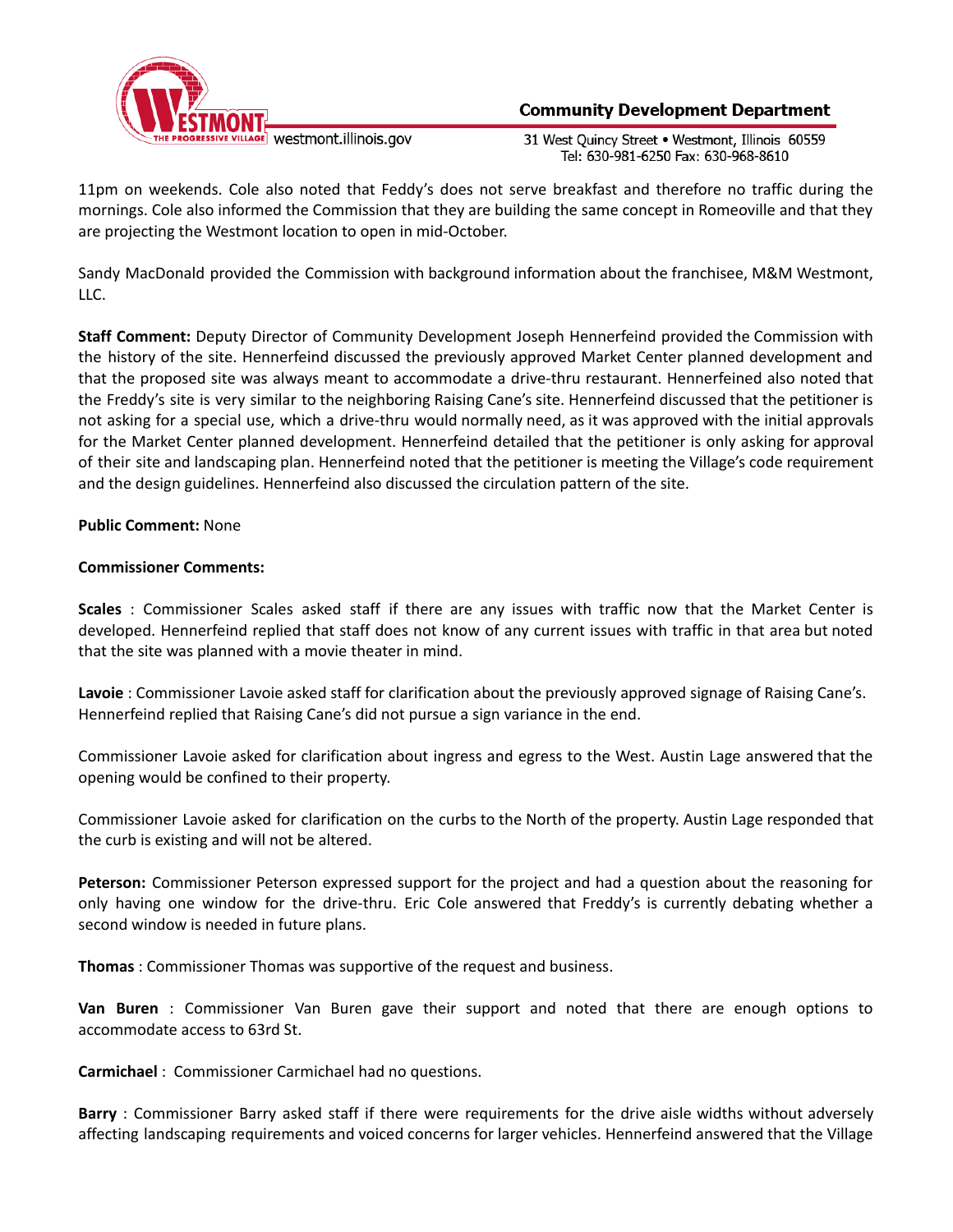11pm on weekends. Cole also noted that Feddy's does not serve breakfast and therefore no traffic during the mornings. Cole also informed the Commission that they are building the same concept in Romeoville and that they are projecting the Westmont location to open in mid-October.

Sandy MacDonald provided the Commission with background information about the franchisee, M&M Westmont, LLC.

**Staff Comment:** Deputy Director of Community Development Joseph Hennerfeind provided the Commission with the history of the site. Hennerfeind discussed the previously approved Market Center planned development and that the proposed site was always meant to accommodate a drive-thru restaurant. Hennerfeined also noted that the Freddy's site is very similar to the neighboring Raising Cane's site. Hennerfeind discussed that the petitioner is not asking for a special use, which a drive-thru would normally need, as it was approved with the initial approvals for the Market Center planned development. Hennerfeind detailed that the petitioner is only asking for approval of their site and landscaping plan. Hennerfeind noted that the petitioner is meeting the Village's code requirement and the design guidelines. Hennerfeind also discussed the circulation pattern of the site.

**Public Comment:** None

**Commissioner Comments:**

**Scales** : Commissioner Scales asked staff if there are any issues with traffic now that the Market Center is developed. Hennerfeind replied that staff does not know of any current issues with traffic in that area but noted that the site was planned with a movie theater in mind.

**Lavoie** : Commissioner Lavoie asked staff for clarification about the previously approved signage of Raising Cane's. Hennerfeind replied that Raising Cane's did not pursue a sign variance in the end.

Commissioner Lavoie asked for clarification about ingress and egress to the West. Austin Lage answered that the opening would be confined to their property.

Commissioner Lavoie asked for clarification on the curbs to the North of the property. Austin Lage responded that the curb is existing and will not be altered.

**Peterson:** Commissioner Peterson expressed support for the project and had a question about the reasoning for only having one window for the drive-thru. Eric Cole answered that Freddy's is currently debating whether a second window is needed in future plans.

**Thomas** : Commissioner Thomas was supportive of the request and business.

**Van Buren** : Commissioner Van Buren gave their support and noted that there are enough options to accommodate access to 63rd St.

**Carmichael** : Commissioner Carmichael had no questions.

**Barry** : Commissioner Barry asked staff if there were requirements for the drive aisle widths without adversely affecting landscaping requirements and voiced concerns for larger vehicles. Hennerfeind answered that the Village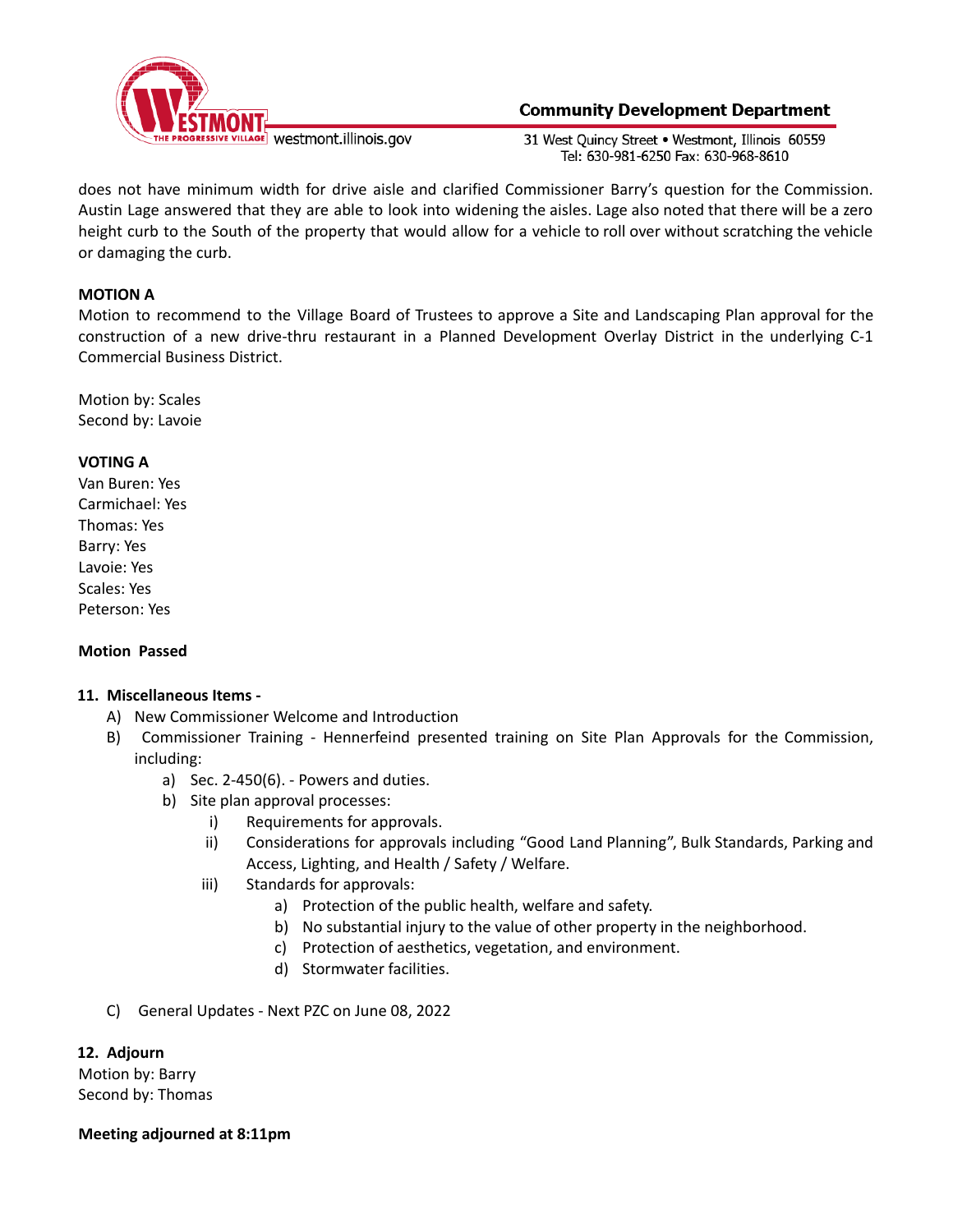does not have minimum width for drive aisle and clarified Commissioner Barry's question for the Commission. Austin Lage answered that they are able to look into widening the aisles. Lage also noted that there will be a zero height curb to the South of the property that would allow for a vehicle to roll over without scratching the vehicle or damaging the curb.

**MOTION A**

Motion to recommend to the Village Board of Trustees to approve a Site and Landscaping Plan approval for the construction of a new drive-thru restaurant in a Planned Development Overlay District in the underlying C-1 Commercial Business District.

Motion by: Scales
Second by: Lavoie

**VOTING A**

Van Buren: Yes
Carmichael: Yes
Thomas: Yes
Barry: Yes
Lavoie: Yes
Scales: Yes
Peterson: Yes

**Motion Passed**

**11. Miscellaneous Items -**

A) New Commissioner Welcome and Introduction
B) Commissioner Training - Hennerfeind presented training on Site Plan Approvals for the Commission, including:
   a) Sec. 2-450(6). - Powers and duties.
   b) Site plan approval processes:
      i) Requirements for approvals.
      ii) Considerations for approvals including "Good Land Planning", Bulk Standards, Parking and Access, Lighting, and Health / Safety / Welfare.
      iii) Standards for approvals:
         a) Protection of the public health, welfare and safety.
         b) No substantial injury to the value of other property in the neighborhood.
         c) Protection of aesthetics, vegetation, and environment.
         d) Stormwater facilities.

C) General Updates - Next PZC on June 08, 2022

**12. Adjourn**

Motion by: Barry
Second by: Thomas

**Meeting adjourned at 8:11pm**